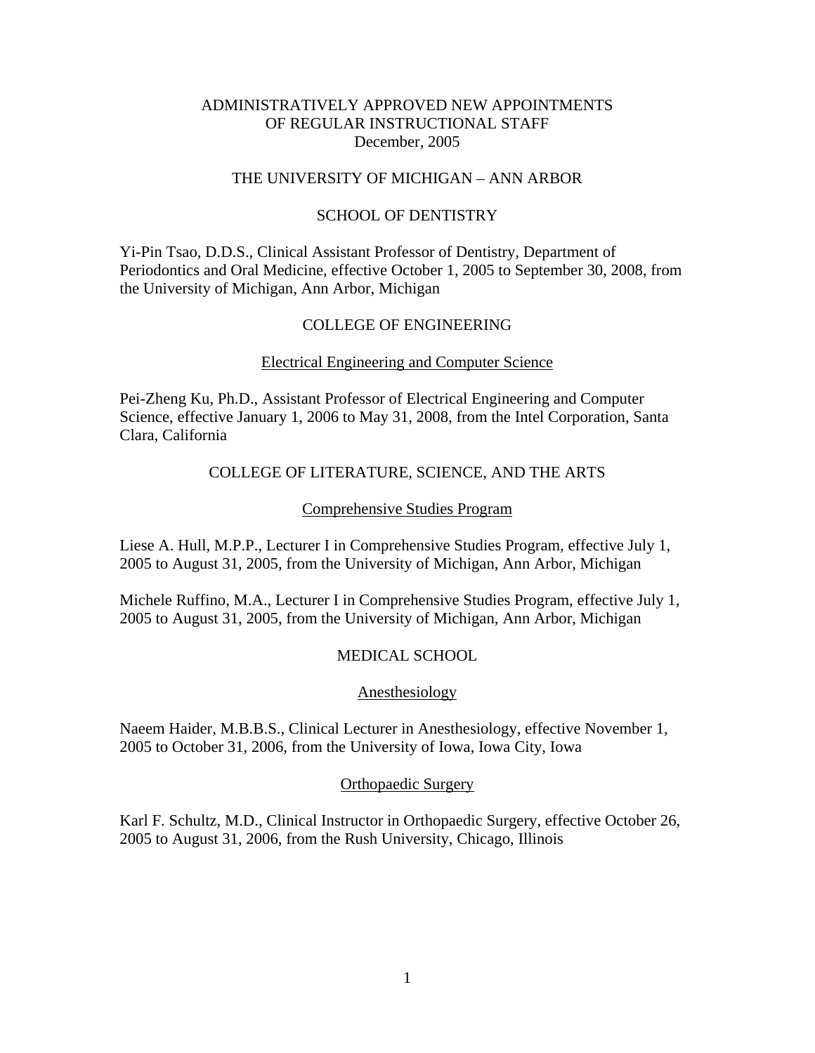# ADMINISTRATIVELY APPROVED NEW APPOINTMENTS OF REGULAR INSTRUCTIONAL STAFF

December, 2005

## THE UNIVERSITY OF MICHIGAN – ANN ARBOR

### SCHOOL OF DENTISTRY

Yi-Pin Tsao, D.D.S., Clinical Assistant Professor of Dentistry, Department of Periodontics and Oral Medicine, effective October 1, 2005 to September 30, 2008, from the University of Michigan, Ann Arbor, Michigan

### COLLEGE OF ENGINEERING

#### Electrical Engineering and Computer Science

Pei-Zheng Ku, Ph.D., Assistant Professor of Electrical Engineering and Computer Science, effective January 1, 2006 to May 31, 2008, from the Intel Corporation, Santa Clara, California

### COLLEGE OF LITERATURE, SCIENCE, AND THE ARTS

#### Comprehensive Studies Program

Liese A. Hull, M.P.P., Lecturer I in Comprehensive Studies Program, effective July 1, 2005 to August 31, 2005, from the University of Michigan, Ann Arbor, Michigan

Michele Ruffino, M.A., Lecturer I in Comprehensive Studies Program, effective July 1, 2005 to August 31, 2005, from the University of Michigan, Ann Arbor, Michigan

### MEDICAL SCHOOL

#### Anesthesiology

Naeem Haider, M.B.B.S., Clinical Lecturer in Anesthesiology, effective November 1, 2005 to October 31, 2006, from the University of Iowa, Iowa City, Iowa

#### Orthopaedic Surgery

Karl F. Schultz, M.D., Clinical Instructor in Orthopaedic Surgery, effective October 26, 2005 to August 31, 2006, from the Rush University, Chicago, Illinois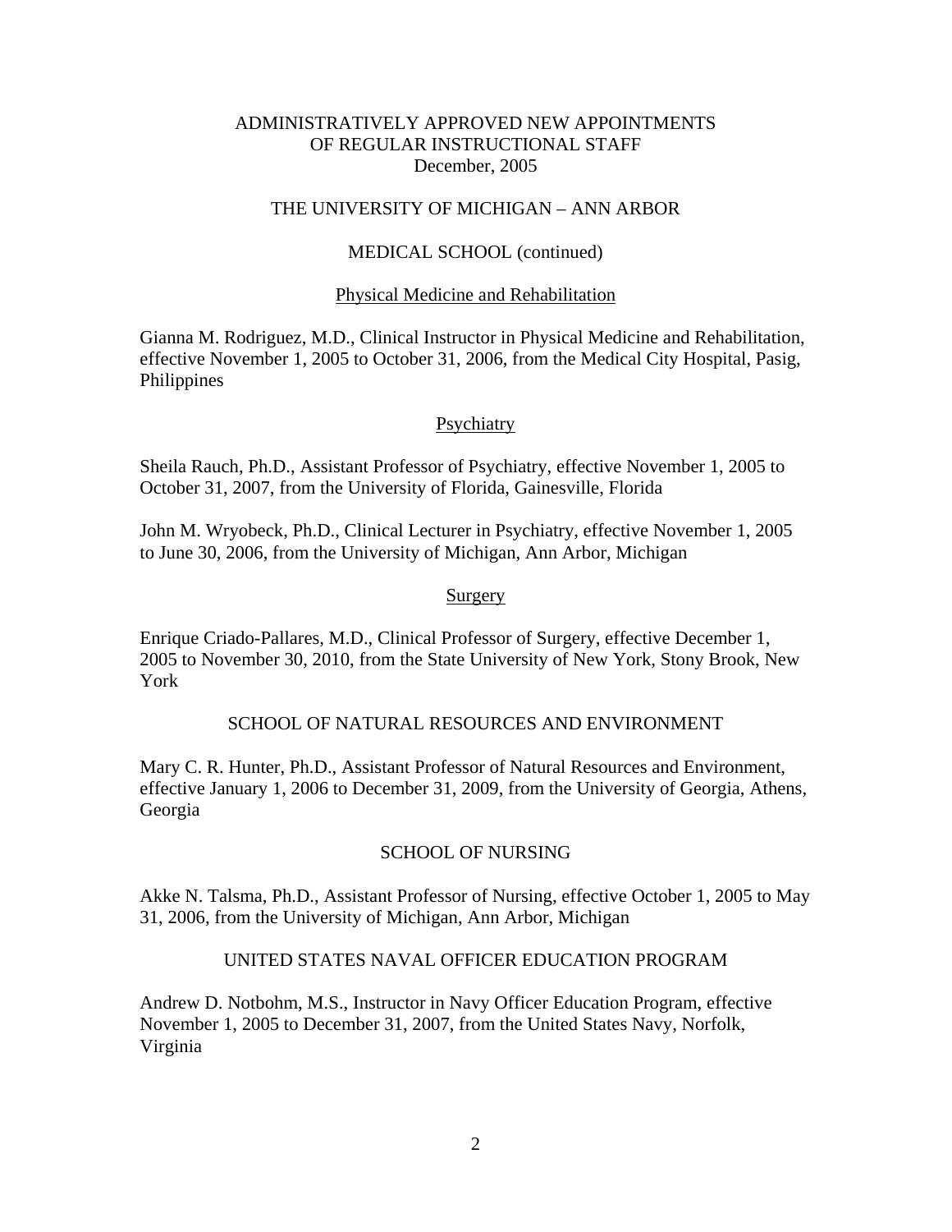# ADMINISTRATIVELY APPROVED NEW APPOINTMENTS OF REGULAR INSTRUCTIONAL STAFF
December, 2005

## THE UNIVERSITY OF MICHIGAN – ANN ARBOR

### MEDICAL SCHOOL (continued)

#### Physical Medicine and Rehabilitation

Gianna M. Rodriguez, M.D., Clinical Instructor in Physical Medicine and Rehabilitation, effective November 1, 2005 to October 31, 2006, from the Medical City Hospital, Pasig, Philippines

#### Psychiatry

Sheila Rauch, Ph.D., Assistant Professor of Psychiatry, effective November 1, 2005 to October 31, 2007, from the University of Florida, Gainesville, Florida

John M. Wryobeck, Ph.D., Clinical Lecturer in Psychiatry, effective November 1, 2005 to June 30, 2006, from the University of Michigan, Ann Arbor, Michigan

#### Surgery

Enrique Criado-Pallares, M.D., Clinical Professor of Surgery, effective December 1, 2005 to November 30, 2010, from the State University of New York, Stony Brook, New York

### SCHOOL OF NATURAL RESOURCES AND ENVIRONMENT

Mary C. R. Hunter, Ph.D., Assistant Professor of Natural Resources and Environment, effective January 1, 2006 to December 31, 2009, from the University of Georgia, Athens, Georgia

### SCHOOL OF NURSING

Akke N. Talsma, Ph.D., Assistant Professor of Nursing, effective October 1, 2005 to May 31, 2006, from the University of Michigan, Ann Arbor, Michigan

### UNITED STATES NAVAL OFFICER EDUCATION PROGRAM

Andrew D. Notbohm, M.S., Instructor in Navy Officer Education Program, effective November 1, 2005 to December 31, 2007, from the United States Navy, Norfolk, Virginia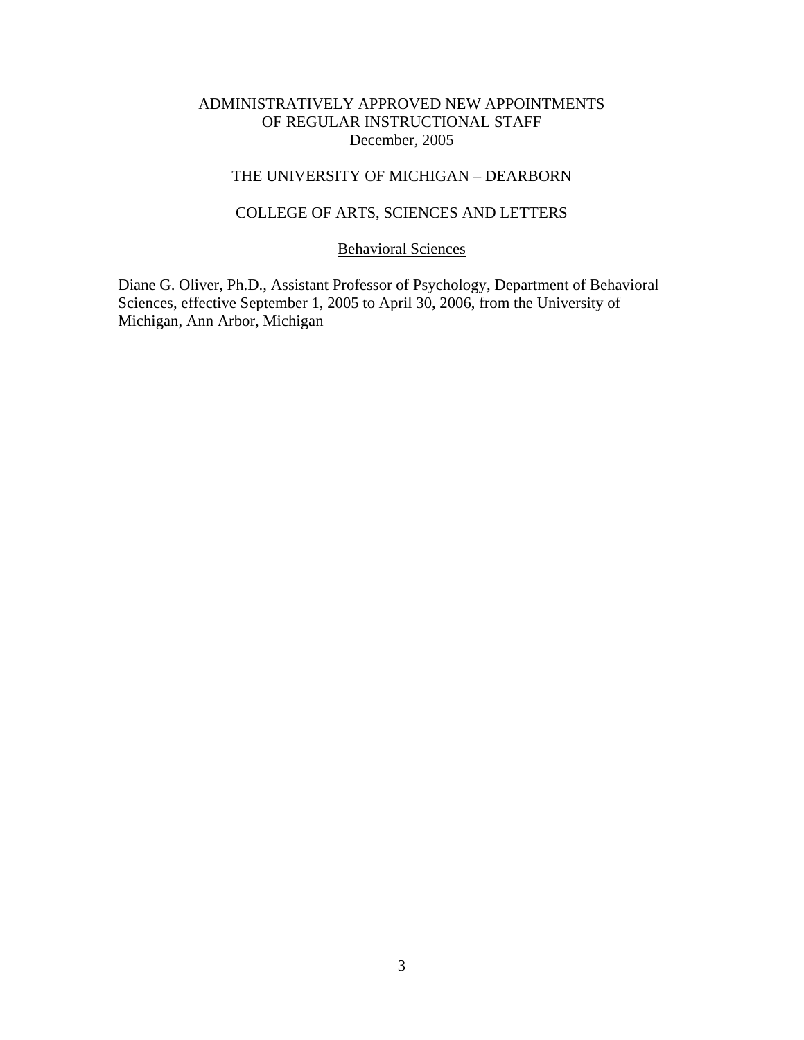# ADMINISTRATIVELY APPROVED NEW APPOINTMENTS OF REGULAR INSTRUCTIONAL STAFF

December, 2005

## THE UNIVERSITY OF MICHIGAN – DEARBORN

### COLLEGE OF ARTS, SCIENCES AND LETTERS

#### Behavioral Sciences

Diane G. Oliver, Ph.D., Assistant Professor of Psychology, Department of Behavioral Sciences, effective September 1, 2005 to April 30, 2006, from the University of Michigan, Ann Arbor, Michigan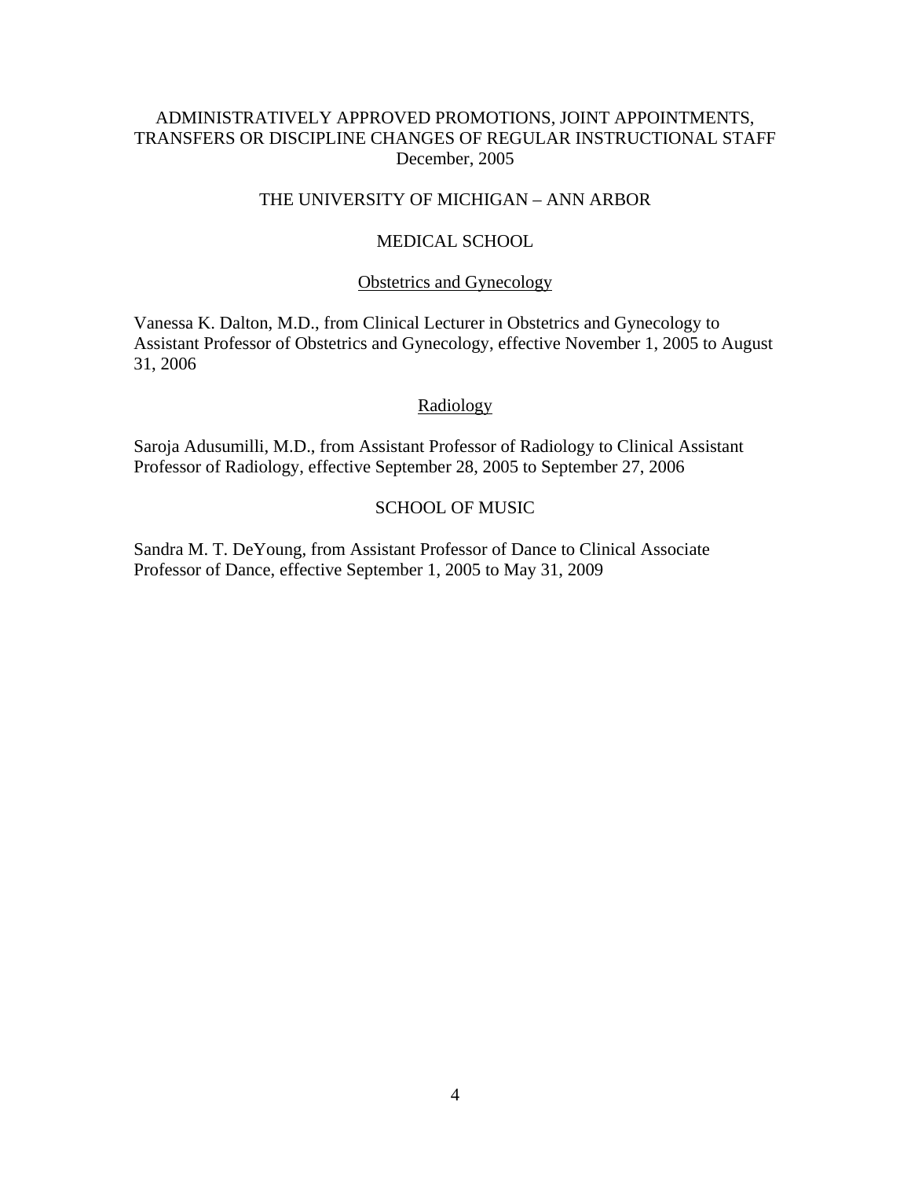ADMINISTRATIVELY APPROVED PROMOTIONS, JOINT APPOINTMENTS, TRANSFERS OR DISCIPLINE CHANGES OF REGULAR INSTRUCTIONAL STAFF
December, 2005

## THE UNIVERSITY OF MICHIGAN – ANN ARBOR

### MEDICAL SCHOOL

#### Obstetrics and Gynecology

Vanessa K. Dalton, M.D., from Clinical Lecturer in Obstetrics and Gynecology to Assistant Professor of Obstetrics and Gynecology, effective November 1, 2005 to August 31, 2006

#### Radiology

Saroja Adusumilli, M.D., from Assistant Professor of Radiology to Clinical Assistant Professor of Radiology, effective September 28, 2005 to September 27, 2006

### SCHOOL OF MUSIC

Sandra M. T. DeYoung, from Assistant Professor of Dance to Clinical Associate Professor of Dance, effective September 1, 2005 to May 31, 2009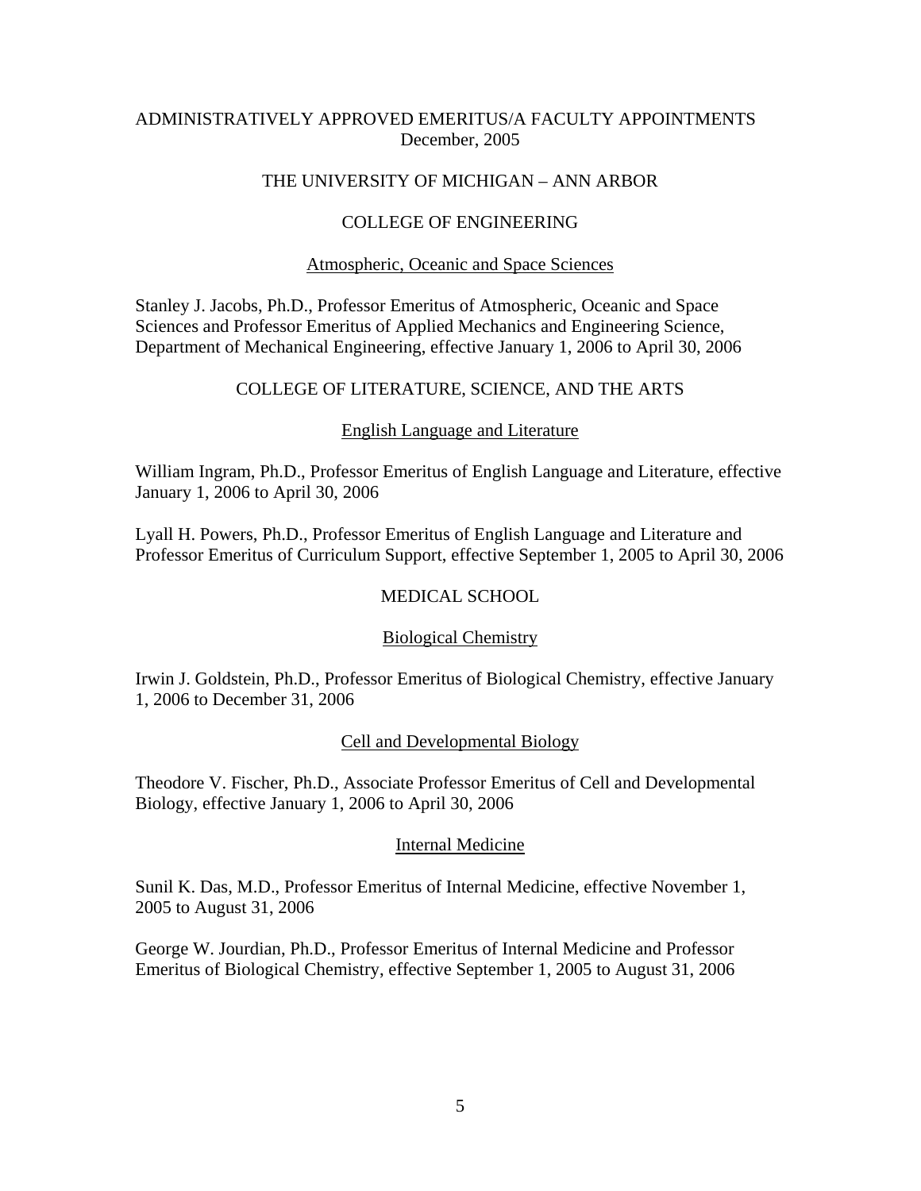# ADMINISTRATIVELY APPROVED EMERITUS/A FACULTY APPOINTMENTS
December, 2005

## THE UNIVERSITY OF MICHIGAN – ANN ARBOR

### COLLEGE OF ENGINEERING

#### Atmospheric, Oceanic and Space Sciences

Stanley J. Jacobs, Ph.D., Professor Emeritus of Atmospheric, Oceanic and Space Sciences and Professor Emeritus of Applied Mechanics and Engineering Science, Department of Mechanical Engineering, effective January 1, 2006 to April 30, 2006

### COLLEGE OF LITERATURE, SCIENCE, AND THE ARTS

#### English Language and Literature

William Ingram, Ph.D., Professor Emeritus of English Language and Literature, effective January 1, 2006 to April 30, 2006

Lyall H. Powers, Ph.D., Professor Emeritus of English Language and Literature and Professor Emeritus of Curriculum Support, effective September 1, 2005 to April 30, 2006

### MEDICAL SCHOOL

#### Biological Chemistry

Irwin J. Goldstein, Ph.D., Professor Emeritus of Biological Chemistry, effective January 1, 2006 to December 31, 2006

#### Cell and Developmental Biology

Theodore V. Fischer, Ph.D., Associate Professor Emeritus of Cell and Developmental Biology, effective January 1, 2006 to April 30, 2006

#### Internal Medicine

Sunil K. Das, M.D., Professor Emeritus of Internal Medicine, effective November 1, 2005 to August 31, 2006

George W. Jourdian, Ph.D., Professor Emeritus of Internal Medicine and Professor Emeritus of Biological Chemistry, effective September 1, 2005 to August 31, 2006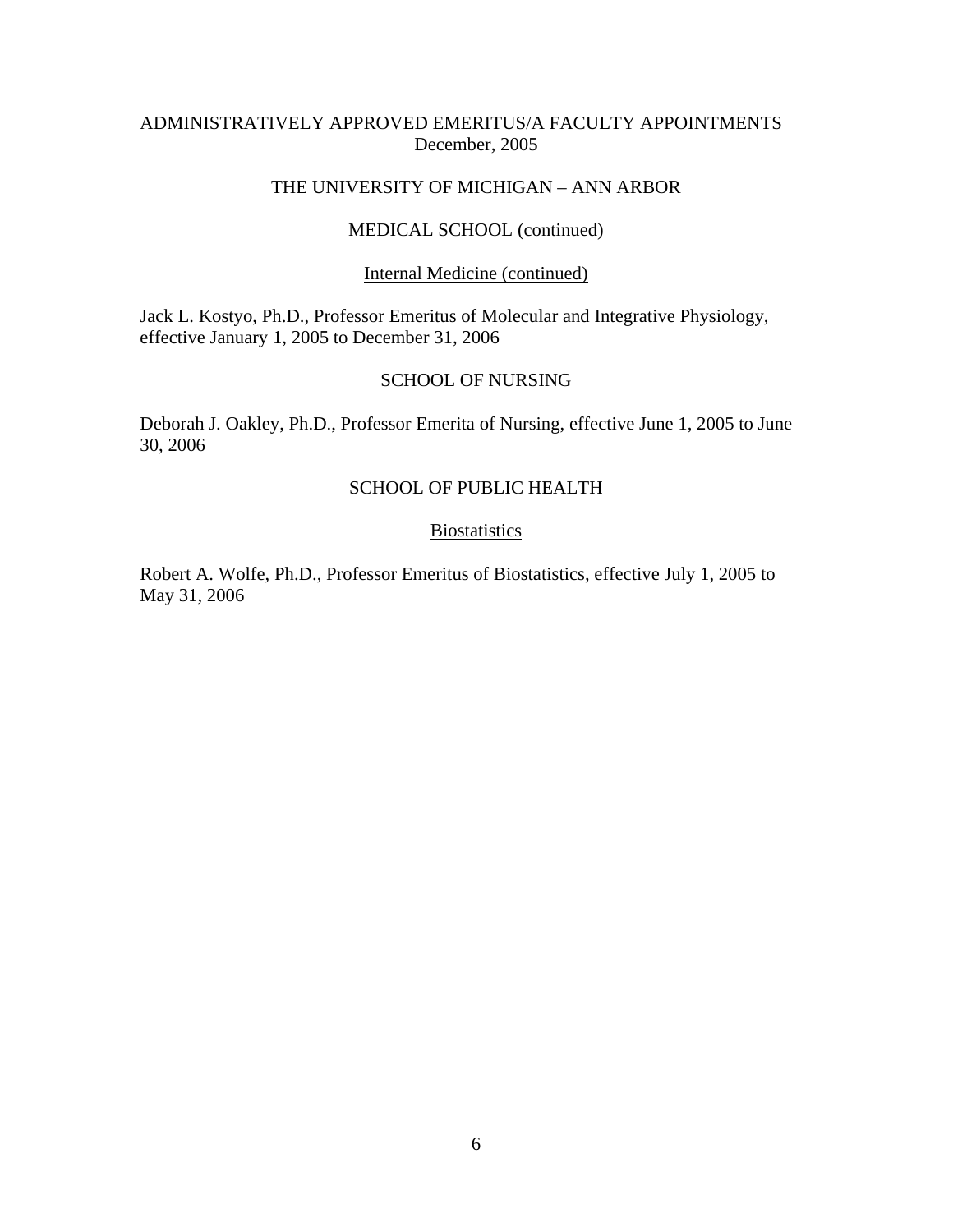ADMINISTRATIVELY APPROVED EMERITUS/A FACULTY APPOINTMENTS
December, 2005

THE UNIVERSITY OF MICHIGAN – ANN ARBOR

## MEDICAL SCHOOL (continued)

### Internal Medicine (continued)

Jack L. Kostyo, Ph.D., Professor Emeritus of Molecular and Integrative Physiology, effective January 1, 2005 to December 31, 2006

## SCHOOL OF NURSING

Deborah J. Oakley, Ph.D., Professor Emerita of Nursing, effective June 1, 2005 to June 30, 2006

## SCHOOL OF PUBLIC HEALTH

### Biostatistics

Robert A. Wolfe, Ph.D., Professor Emeritus of Biostatistics, effective July 1, 2005 to May 31, 2006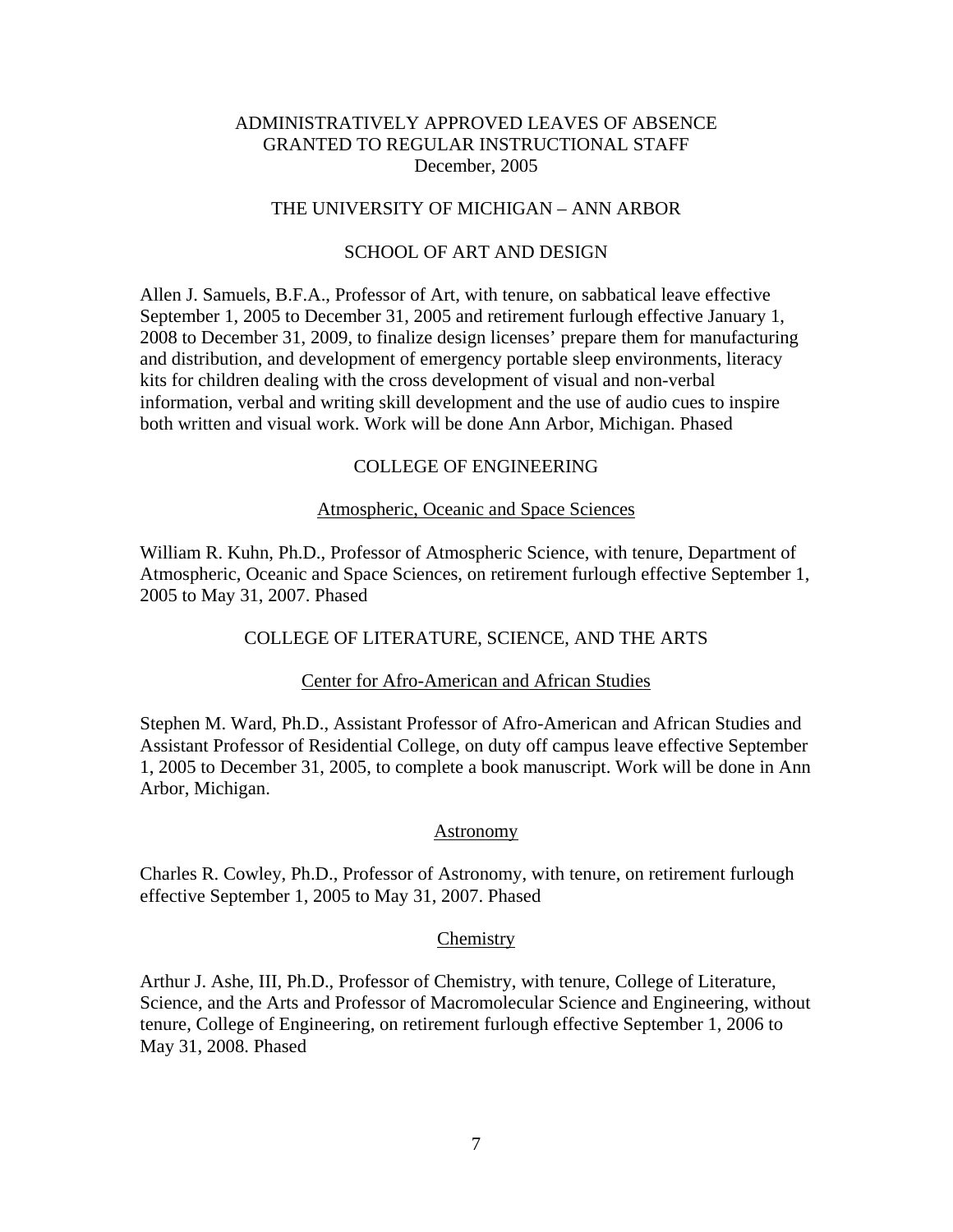# ADMINISTRATIVELY APPROVED LEAVES OF ABSENCE GRANTED TO REGULAR INSTRUCTIONAL STAFF

December, 2005

## THE UNIVERSITY OF MICHIGAN – ANN ARBOR

### SCHOOL OF ART AND DESIGN

Allen J. Samuels, B.F.A., Professor of Art, with tenure, on sabbatical leave effective September 1, 2005 to December 31, 2005 and retirement furlough effective January 1, 2008 to December 31, 2009, to finalize design licenses' prepare them for manufacturing and distribution, and development of emergency portable sleep environments, literacy kits for children dealing with the cross development of visual and non-verbal information, verbal and writing skill development and the use of audio cues to inspire both written and visual work. Work will be done Ann Arbor, Michigan. Phased

### COLLEGE OF ENGINEERING

#### Atmospheric, Oceanic and Space Sciences

William R. Kuhn, Ph.D., Professor of Atmospheric Science, with tenure, Department of Atmospheric, Oceanic and Space Sciences, on retirement furlough effective September 1, 2005 to May 31, 2007. Phased

### COLLEGE OF LITERATURE, SCIENCE, AND THE ARTS

#### Center for Afro-American and African Studies

Stephen M. Ward, Ph.D., Assistant Professor of Afro-American and African Studies and Assistant Professor of Residential College, on duty off campus leave effective September 1, 2005 to December 31, 2005, to complete a book manuscript. Work will be done in Ann Arbor, Michigan.

#### Astronomy

Charles R. Cowley, Ph.D., Professor of Astronomy, with tenure, on retirement furlough effective September 1, 2005 to May 31, 2007. Phased

#### Chemistry

Arthur J. Ashe, III, Ph.D., Professor of Chemistry, with tenure, College of Literature, Science, and the Arts and Professor of Macromolecular Science and Engineering, without tenure, College of Engineering, on retirement furlough effective September 1, 2006 to May 31, 2008. Phased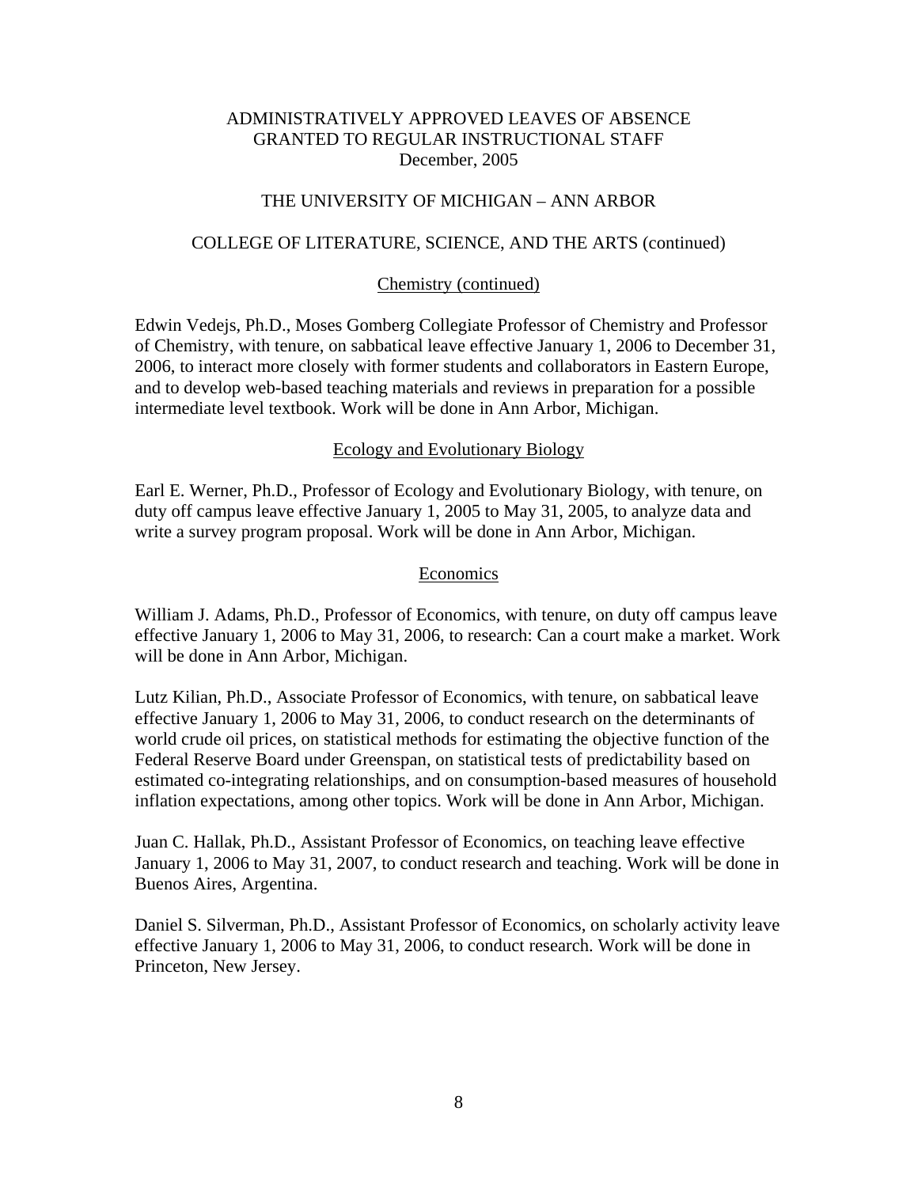# ADMINISTRATIVELY APPROVED LEAVES OF ABSENCE GRANTED TO REGULAR INSTRUCTIONAL STAFF

December, 2005

## THE UNIVERSITY OF MICHIGAN – ANN ARBOR

### COLLEGE OF LITERATURE, SCIENCE, AND THE ARTS (continued)

#### Chemistry (continued)

Edwin Vedejs, Ph.D., Moses Gomberg Collegiate Professor of Chemistry and Professor of Chemistry, with tenure, on sabbatical leave effective January 1, 2006 to December 31, 2006, to interact more closely with former students and collaborators in Eastern Europe, and to develop web-based teaching materials and reviews in preparation for a possible intermediate level textbook. Work will be done in Ann Arbor, Michigan.

#### Ecology and Evolutionary Biology

Earl E. Werner, Ph.D., Professor of Ecology and Evolutionary Biology, with tenure, on duty off campus leave effective January 1, 2005 to May 31, 2005, to analyze data and write a survey program proposal. Work will be done in Ann Arbor, Michigan.

#### Economics

William J. Adams, Ph.D., Professor of Economics, with tenure, on duty off campus leave effective January 1, 2006 to May 31, 2006, to research: Can a court make a market. Work will be done in Ann Arbor, Michigan.

Lutz Kilian, Ph.D., Associate Professor of Economics, with tenure, on sabbatical leave effective January 1, 2006 to May 31, 2006, to conduct research on the determinants of world crude oil prices, on statistical methods for estimating the objective function of the Federal Reserve Board under Greenspan, on statistical tests of predictability based on estimated co-integrating relationships, and on consumption-based measures of household inflation expectations, among other topics. Work will be done in Ann Arbor, Michigan.

Juan C. Hallak, Ph.D., Assistant Professor of Economics, on teaching leave effective January 1, 2006 to May 31, 2007, to conduct research and teaching. Work will be done in Buenos Aires, Argentina.

Daniel S. Silverman, Ph.D., Assistant Professor of Economics, on scholarly activity leave effective January 1, 2006 to May 31, 2006, to conduct research. Work will be done in Princeton, New Jersey.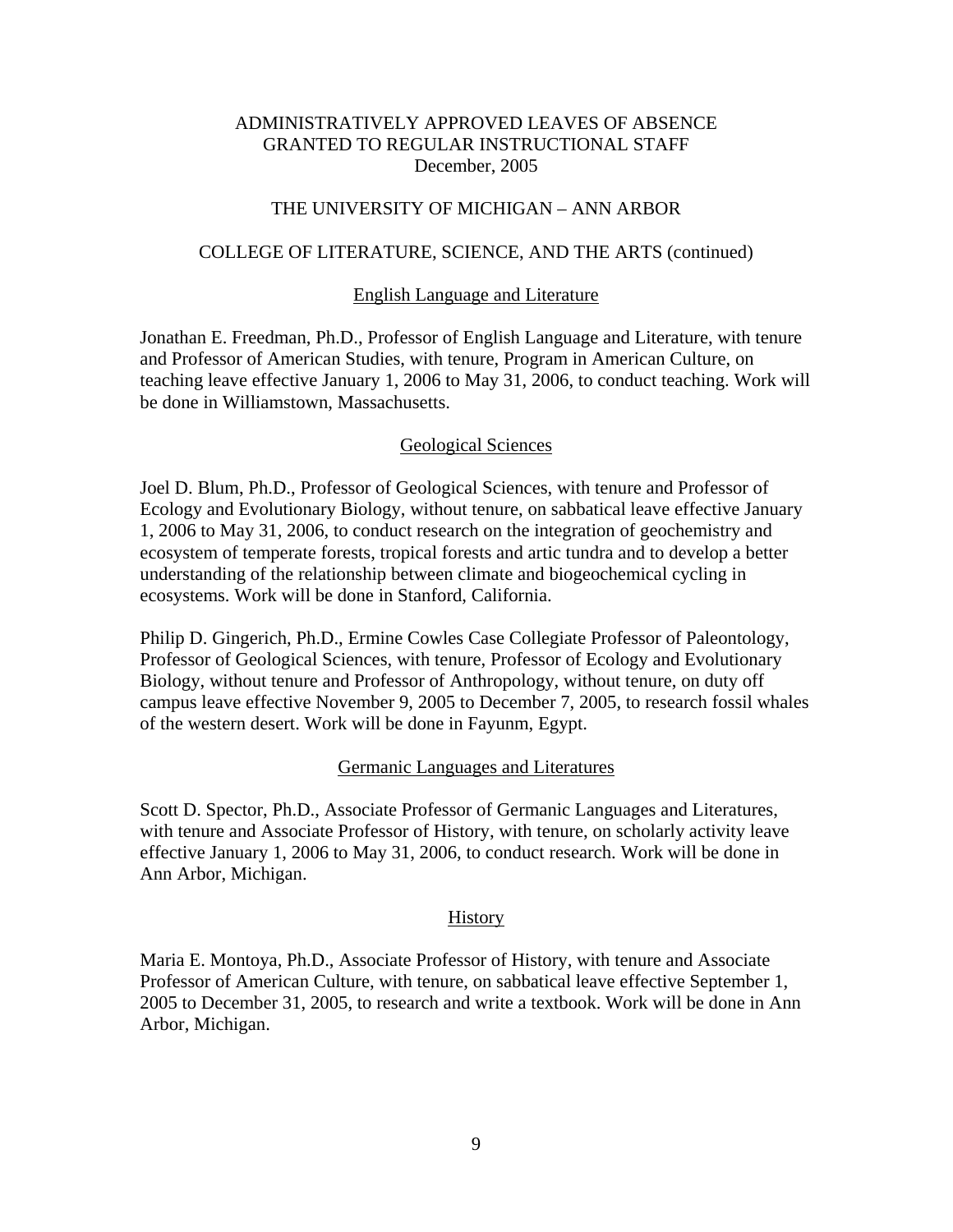ADMINISTRATIVELY APPROVED LEAVES OF ABSENCE
GRANTED TO REGULAR INSTRUCTIONAL STAFF
December, 2005

THE UNIVERSITY OF MICHIGAN – ANN ARBOR

COLLEGE OF LITERATURE, SCIENCE, AND THE ARTS (continued)

English Language and Literature

Jonathan E. Freedman, Ph.D., Professor of English Language and Literature, with tenure and Professor of American Studies, with tenure, Program in American Culture, on teaching leave effective January 1, 2006 to May 31, 2006, to conduct teaching. Work will be done in Williamstown, Massachusetts.

Geological Sciences

Joel D. Blum, Ph.D., Professor of Geological Sciences, with tenure and Professor of Ecology and Evolutionary Biology, without tenure, on sabbatical leave effective January 1, 2006 to May 31, 2006, to conduct research on the integration of geochemistry and ecosystem of temperate forests, tropical forests and artic tundra and to develop a better understanding of the relationship between climate and biogeochemical cycling in ecosystems. Work will be done in Stanford, California.

Philip D. Gingerich, Ph.D., Ermine Cowles Case Collegiate Professor of Paleontology, Professor of Geological Sciences, with tenure, Professor of Ecology and Evolutionary Biology, without tenure and Professor of Anthropology, without tenure, on duty off campus leave effective November 9, 2005 to December 7, 2005, to research fossil whales of the western desert. Work will be done in Fayunm, Egypt.

Germanic Languages and Literatures

Scott D. Spector, Ph.D., Associate Professor of Germanic Languages and Literatures, with tenure and Associate Professor of History, with tenure, on scholarly activity leave effective January 1, 2006 to May 31, 2006, to conduct research. Work will be done in Ann Arbor, Michigan.

History

Maria E. Montoya, Ph.D., Associate Professor of History, with tenure and Associate Professor of American Culture, with tenure, on sabbatical leave effective September 1, 2005 to December 31, 2005, to research and write a textbook. Work will be done in Ann Arbor, Michigan.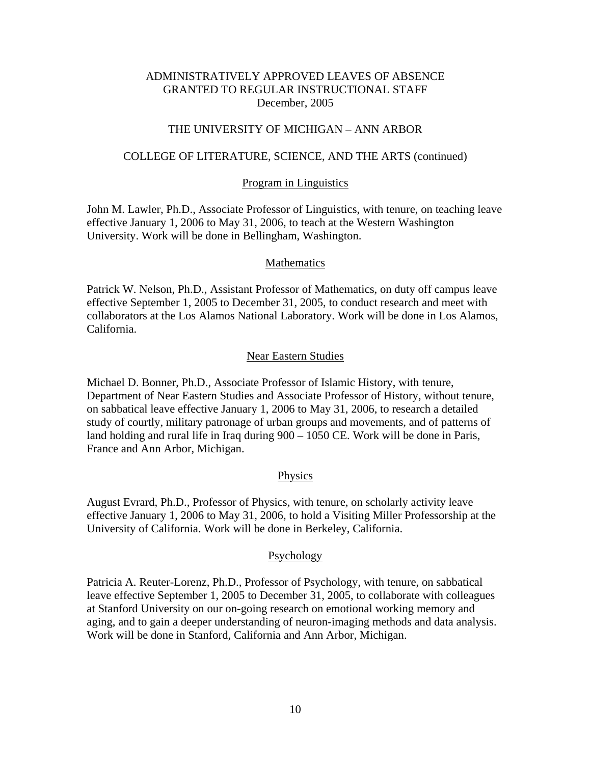# ADMINISTRATIVELY APPROVED LEAVES OF ABSENCE GRANTED TO REGULAR INSTRUCTIONAL STAFF

December, 2005

## THE UNIVERSITY OF MICHIGAN – ANN ARBOR

## COLLEGE OF LITERATURE, SCIENCE, AND THE ARTS (continued)

### Program in Linguistics

John M. Lawler, Ph.D., Associate Professor of Linguistics, with tenure, on teaching leave effective January 1, 2006 to May 31, 2006, to teach at the Western Washington University. Work will be done in Bellingham, Washington.

### Mathematics

Patrick W. Nelson, Ph.D., Assistant Professor of Mathematics, on duty off campus leave effective September 1, 2005 to December 31, 2005, to conduct research and meet with collaborators at the Los Alamos National Laboratory. Work will be done in Los Alamos, California.

### Near Eastern Studies

Michael D. Bonner, Ph.D., Associate Professor of Islamic History, with tenure, Department of Near Eastern Studies and Associate Professor of History, without tenure, on sabbatical leave effective January 1, 2006 to May 31, 2006, to research a detailed study of courtly, military patronage of urban groups and movements, and of patterns of land holding and rural life in Iraq during 900 – 1050 CE. Work will be done in Paris, France and Ann Arbor, Michigan.

### Physics

August Evrard, Ph.D., Professor of Physics, with tenure, on scholarly activity leave effective January 1, 2006 to May 31, 2006, to hold a Visiting Miller Professorship at the University of California. Work will be done in Berkeley, California.

### Psychology

Patricia A. Reuter-Lorenz, Ph.D., Professor of Psychology, with tenure, on sabbatical leave effective September 1, 2005 to December 31, 2005, to collaborate with colleagues at Stanford University on our on-going research on emotional working memory and aging, and to gain a deeper understanding of neuron-imaging methods and data analysis. Work will be done in Stanford, California and Ann Arbor, Michigan.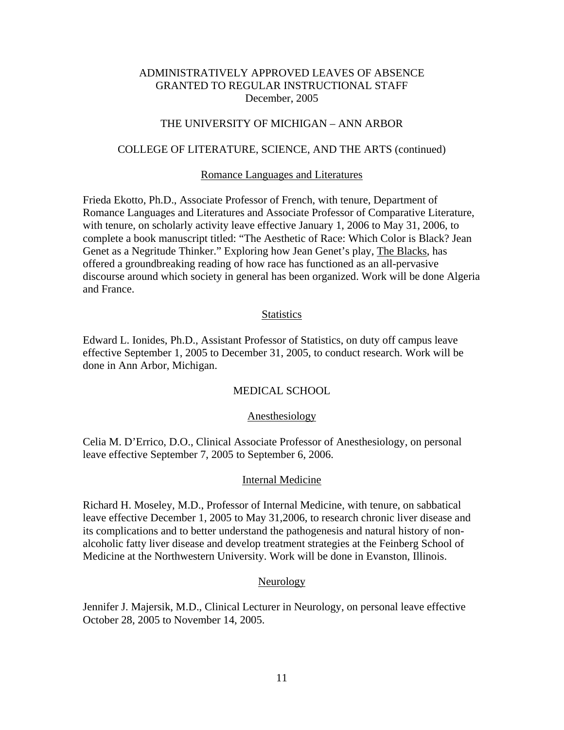# ADMINISTRATIVELY APPROVED LEAVES OF ABSENCE GRANTED TO REGULAR INSTRUCTIONAL STAFF

December, 2005

## THE UNIVERSITY OF MICHIGAN – ANN ARBOR

## COLLEGE OF LITERATURE, SCIENCE, AND THE ARTS (continued)

### Romance Languages and Literatures

Frieda Ekotto, Ph.D., Associate Professor of French, with tenure, Department of Romance Languages and Literatures and Associate Professor of Comparative Literature, with tenure, on scholarly activity leave effective January 1, 2006 to May 31, 2006, to complete a book manuscript titled: "The Aesthetic of Race: Which Color is Black? Jean Genet as a Negritude Thinker." Exploring how Jean Genet's play, The Blacks, has offered a groundbreaking reading of how race has functioned as an all-pervasive discourse around which society in general has been organized. Work will be done Algeria and France.

### Statistics

Edward L. Ionides, Ph.D., Assistant Professor of Statistics, on duty off campus leave effective September 1, 2005 to December 31, 2005, to conduct research. Work will be done in Ann Arbor, Michigan.

## MEDICAL SCHOOL

### Anesthesiology

Celia M. D'Errico, D.O., Clinical Associate Professor of Anesthesiology, on personal leave effective September 7, 2005 to September 6, 2006.

### Internal Medicine

Richard H. Moseley, M.D., Professor of Internal Medicine, with tenure, on sabbatical leave effective December 1, 2005 to May 31,2006, to research chronic liver disease and its complications and to better understand the pathogenesis and natural history of non-alcoholic fatty liver disease and develop treatment strategies at the Feinberg School of Medicine at the Northwestern University. Work will be done in Evanston, Illinois.

### Neurology

Jennifer J. Majersik, M.D., Clinical Lecturer in Neurology, on personal leave effective October 28, 2005 to November 14, 2005.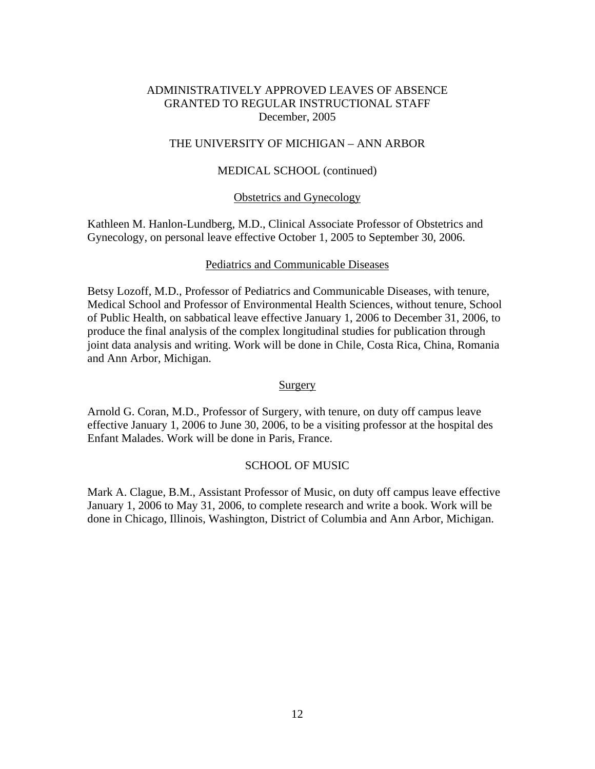# ADMINISTRATIVELY APPROVED LEAVES OF ABSENCE GRANTED TO REGULAR INSTRUCTIONAL STAFF

December, 2005

## THE UNIVERSITY OF MICHIGAN – ANN ARBOR

## MEDICAL SCHOOL (continued)

### Obstetrics and Gynecology

Kathleen M. Hanlon-Lundberg, M.D., Clinical Associate Professor of Obstetrics and Gynecology, on personal leave effective October 1, 2005 to September 30, 2006.

### Pediatrics and Communicable Diseases

Betsy Lozoff, M.D., Professor of Pediatrics and Communicable Diseases, with tenure, Medical School and Professor of Environmental Health Sciences, without tenure, School of Public Health, on sabbatical leave effective January 1, 2006 to December 31, 2006, to produce the final analysis of the complex longitudinal studies for publication through joint data analysis and writing. Work will be done in Chile, Costa Rica, China, Romania and Ann Arbor, Michigan.

### Surgery

Arnold G. Coran, M.D., Professor of Surgery, with tenure, on duty off campus leave effective January 1, 2006 to June 30, 2006, to be a visiting professor at the hospital des Enfant Malades. Work will be done in Paris, France.

## SCHOOL OF MUSIC

Mark A. Clague, B.M., Assistant Professor of Music, on duty off campus leave effective January 1, 2006 to May 31, 2006, to complete research and write a book. Work will be done in Chicago, Illinois, Washington, District of Columbia and Ann Arbor, Michigan.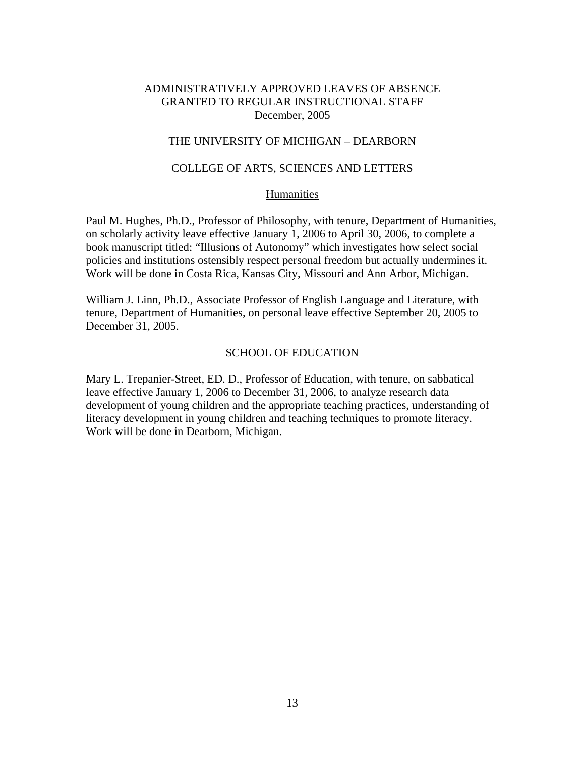# ADMINISTRATIVELY APPROVED LEAVES OF ABSENCE GRANTED TO REGULAR INSTRUCTIONAL STAFF
December, 2005

## THE UNIVERSITY OF MICHIGAN – DEARBORN

## COLLEGE OF ARTS, SCIENCES AND LETTERS

### Humanities

Paul M. Hughes, Ph.D., Professor of Philosophy, with tenure, Department of Humanities, on scholarly activity leave effective January 1, 2006 to April 30, 2006, to complete a book manuscript titled: "Illusions of Autonomy" which investigates how select social policies and institutions ostensibly respect personal freedom but actually undermines it. Work will be done in Costa Rica, Kansas City, Missouri and Ann Arbor, Michigan.

William J. Linn, Ph.D., Associate Professor of English Language and Literature, with tenure, Department of Humanities, on personal leave effective September 20, 2005 to December 31, 2005.

## SCHOOL OF EDUCATION

Mary L. Trepanier-Street, ED. D., Professor of Education, with tenure, on sabbatical leave effective January 1, 2006 to December 31, 2006, to analyze research data development of young children and the appropriate teaching practices, understanding of literacy development in young children and teaching techniques to promote literacy. Work will be done in Dearborn, Michigan.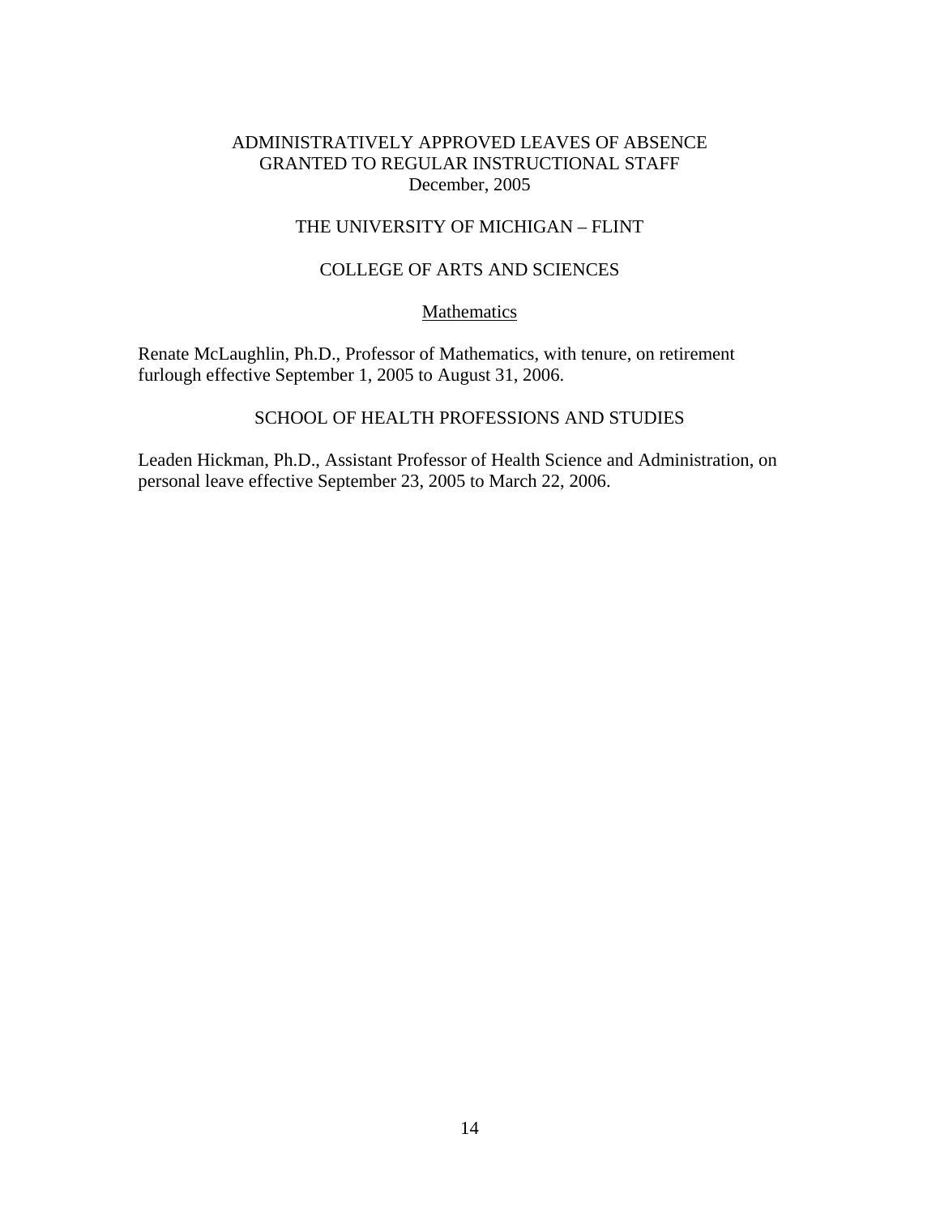# ADMINISTRATIVELY APPROVED LEAVES OF ABSENCE GRANTED TO REGULAR INSTRUCTIONAL STAFF
December, 2005

## THE UNIVERSITY OF MICHIGAN – FLINT

### COLLEGE OF ARTS AND SCIENCES

Mathematics

Renate McLaughlin, Ph.D., Professor of Mathematics, with tenure, on retirement furlough effective September 1, 2005 to August 31, 2006.

### SCHOOL OF HEALTH PROFESSIONS AND STUDIES

Leaden Hickman, Ph.D., Assistant Professor of Health Science and Administration, on personal leave effective September 23, 2005 to March 22, 2006.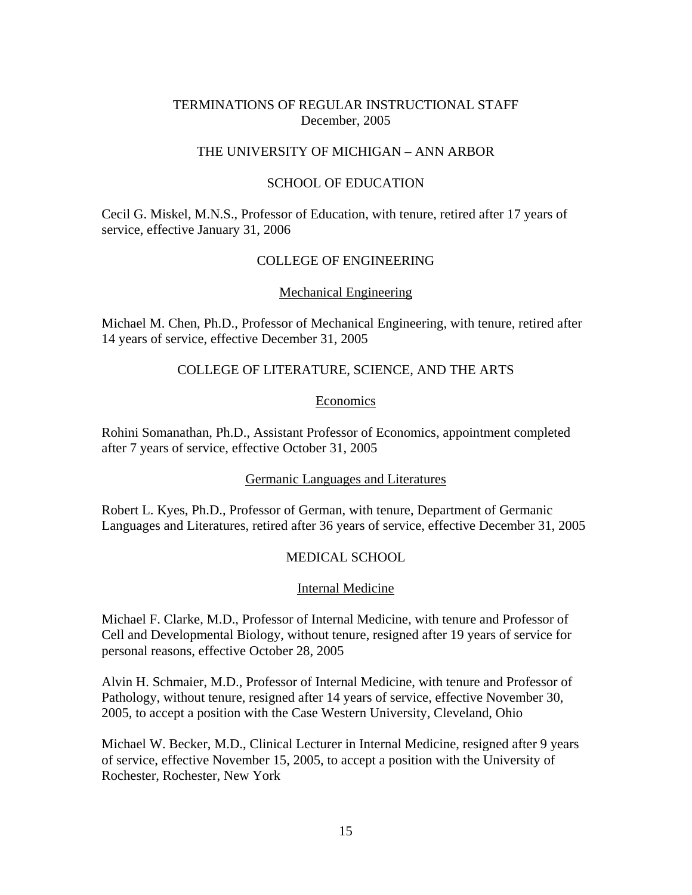# TERMINATIONS OF REGULAR INSTRUCTIONAL STAFF
December, 2005

## THE UNIVERSITY OF MICHIGAN – ANN ARBOR

### SCHOOL OF EDUCATION

Cecil G. Miskel, M.N.S., Professor of Education, with tenure, retired after 17 years of service, effective January 31, 2006

### COLLEGE OF ENGINEERING

#### Mechanical Engineering

Michael M. Chen, Ph.D., Professor of Mechanical Engineering, with tenure, retired after 14 years of service, effective December 31, 2005

### COLLEGE OF LITERATURE, SCIENCE, AND THE ARTS

#### Economics

Rohini Somanathan, Ph.D., Assistant Professor of Economics, appointment completed after 7 years of service, effective October 31, 2005

#### Germanic Languages and Literatures

Robert L. Kyes, Ph.D., Professor of German, with tenure, Department of Germanic Languages and Literatures, retired after 36 years of service, effective December 31, 2005

### MEDICAL SCHOOL

#### Internal Medicine

Michael F. Clarke, M.D., Professor of Internal Medicine, with tenure and Professor of Cell and Developmental Biology, without tenure, resigned after 19 years of service for personal reasons, effective October 28, 2005

Alvin H. Schmaier, M.D., Professor of Internal Medicine, with tenure and Professor of Pathology, without tenure, resigned after 14 years of service, effective November 30, 2005, to accept a position with the Case Western University, Cleveland, Ohio

Michael W. Becker, M.D., Clinical Lecturer in Internal Medicine, resigned after 9 years of service, effective November 15, 2005, to accept a position with the University of Rochester, Rochester, New York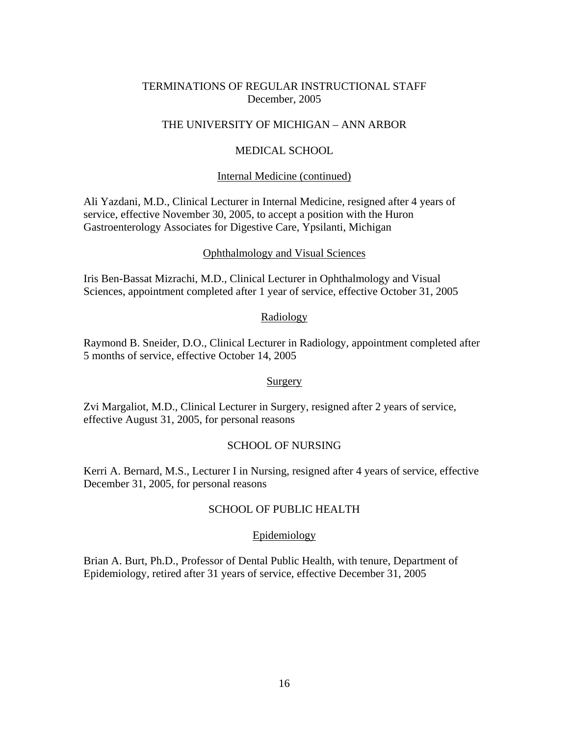# TERMINATIONS OF REGULAR INSTRUCTIONAL STAFF
December, 2005

## THE UNIVERSITY OF MICHIGAN – ANN ARBOR

### MEDICAL SCHOOL

#### Internal Medicine (continued)

Ali Yazdani, M.D., Clinical Lecturer in Internal Medicine, resigned after 4 years of service, effective November 30, 2005, to accept a position with the Huron Gastroenterology Associates for Digestive Care, Ypsilanti, Michigan

#### Ophthalmology and Visual Sciences

Iris Ben-Bassat Mizrachi, M.D., Clinical Lecturer in Ophthalmology and Visual Sciences, appointment completed after 1 year of service, effective October 31, 2005

#### Radiology

Raymond B. Sneider, D.O., Clinical Lecturer in Radiology, appointment completed after 5 months of service, effective October 14, 2005

#### Surgery

Zvi Margaliot, M.D., Clinical Lecturer in Surgery, resigned after 2 years of service, effective August 31, 2005, for personal reasons

### SCHOOL OF NURSING

Kerri A. Bernard, M.S., Lecturer I in Nursing, resigned after 4 years of service, effective December 31, 2005, for personal reasons

### SCHOOL OF PUBLIC HEALTH

#### Epidemiology

Brian A. Burt, Ph.D., Professor of Dental Public Health, with tenure, Department of Epidemiology, retired after 31 years of service, effective December 31, 2005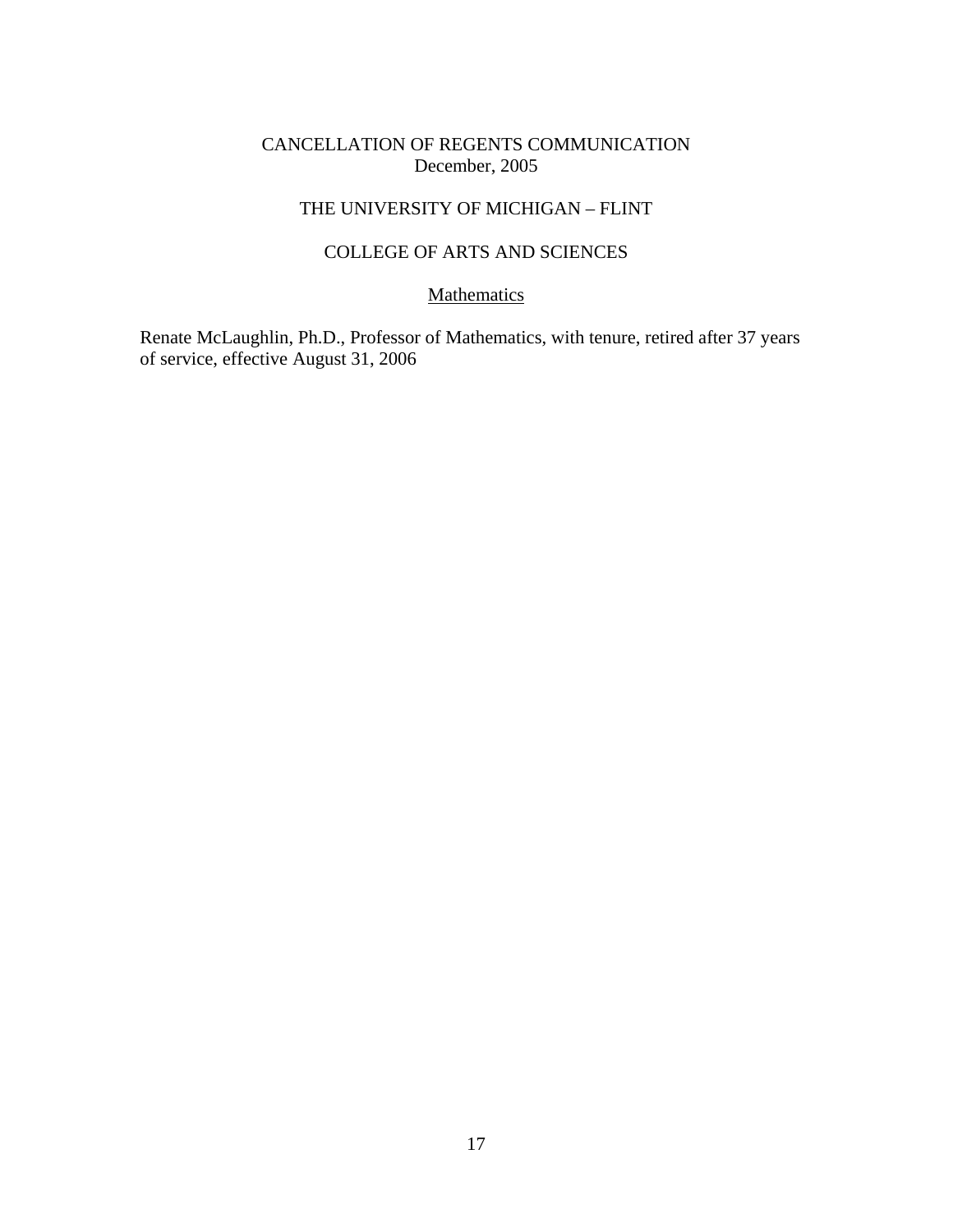# CANCELLATION OF REGENTS COMMUNICATION
December, 2005

## THE UNIVERSITY OF MICHIGAN – FLINT

## COLLEGE OF ARTS AND SCIENCES

### Mathematics

Renate McLaughlin, Ph.D., Professor of Mathematics, with tenure, retired after 37 years of service, effective August 31, 2006